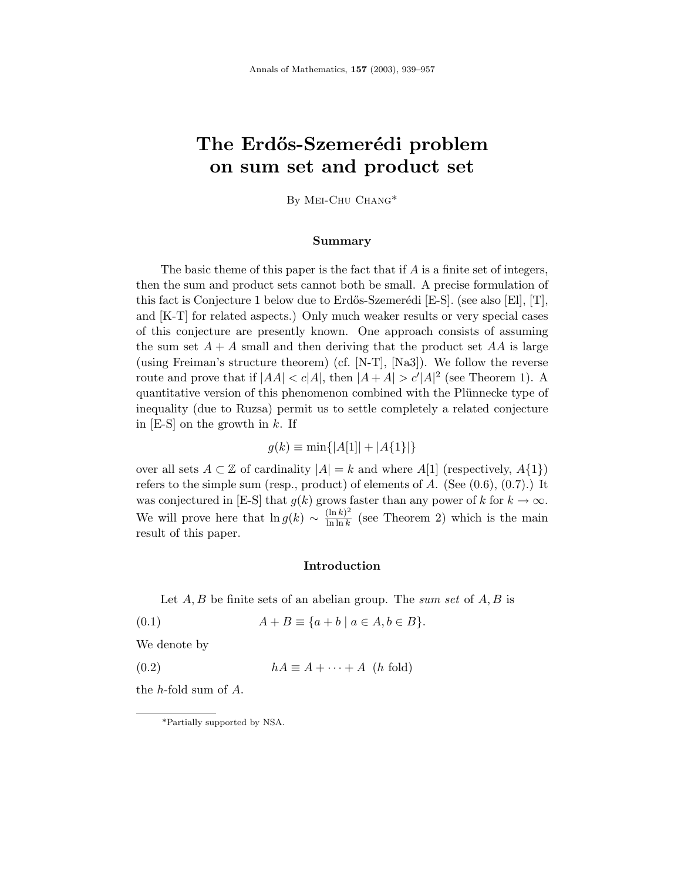# The Erdős-Szemerédi problem on sum set and product set

By Mei-Chu Chang*

### Summary

The basic theme of this paper is the fact that if $A$ is a finite set of integers, then the sum and product sets cannot both be small. A precise formulation of this fact is Conjecture 1 below due to Erdős-Szemerédi [E-S]. (see also [El], [T], and [K-T] for related aspects.) Only much weaker results or very special cases of this conjecture are presently known. One approach consists of assuming the sum set $A+A$ small and then deriving that the product set $AA$ is large (using Freiman's structure theorem) (cf. [N-T], [Na3]). We follow the reverse route and prove that if $|AA| < c|A|$, then $|A+A| > c'|A|^2$ (see Theorem 1). A quantitative version of this phenomenon combined with the Plünnecke type of inequality (due to Ruzsa) permit us to settle completely a related conjecture in [E-S] on the growth in $k$. If

$$g(k) \equiv \min\{|A[1]| + |A\{1\}|\}$$

over all sets $A \subset \mathbb{Z}$ of cardinality $|A| = k$ and where $A[1]$ (respectively, $A\{1\}$) refers to the simple sum (resp., product) of elements of $A$. (See (0.6), (0.7).) It was conjectured in [E-S] that $g(k)$ grows faster than any power of $k$ for $k \to \infty$. We will prove here that $\ln g(k) \sim \frac{(\ln k)^2}{\ln \ln k}$ (see Theorem 2) which is the main result of this paper.

### Introduction

Let $A, B$ be finite sets of an abelian group. The *sum set* of $A, B$ is

$$A + B \equiv \{a + b \mid a \in A, b \in B\}. \tag{0.1}$$

We denote by

$$hA \equiv A + \cdots + A \ \ (h \text{ fold}) \tag{0.2}$$

the $h$-fold sum of $A$.

---

*Partially supported by NSA.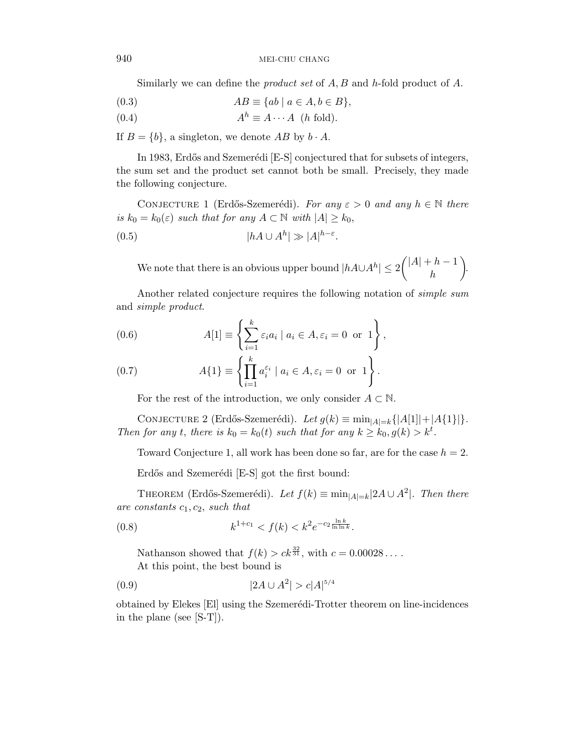Similarly we can define the *product set* of $A, B$ and $h$-fold product of $A$.

$$AB \equiv \{ab \mid a \in A, b \in B\}, \tag{0.3}$$

$$A^h \equiv A \cdots A \ \ (h \text{ fold}). \tag{0.4}$$

If $B = \{b\}$, a singleton, we denote $AB$ by $b \cdot A$.

In 1983, Erdős and Szemerédi [E-S] conjectured that for subsets of integers, the sum set and the product set cannot both be small. Precisely, they made the following conjecture.

Conjecture 1 (Erdős-Szemerédi). *For any $\varepsilon > 0$ and any $h \in \mathbb{N}$ there is $k_0 = k_0(\varepsilon)$ such that for any $A \subset \mathbb{N}$ with $|A| \geq k_0$,*

$$|hA \cup A^h| \gg |A|^{h-\varepsilon}. \tag{0.5}$$

We note that there is an obvious upper bound $|hA \cup A^h| \leq 2\binom{|A|+h-1}{h}$.

Another related conjecture requires the following notation of *simple sum* and *simple product*.

$$A[1] \equiv \left\{ \sum_{i=1}^{k} \varepsilon_i a_i \mid a_i \in A, \varepsilon_i = 0 \ \text{ or } \ 1 \right\}, \tag{0.6}$$

$$A\{1\} \equiv \left\{ \prod_{i=1}^{k} a_i^{\varepsilon_i} \mid a_i \in A, \varepsilon_i = 0 \ \text{ or } \ 1 \right\}. \tag{0.7}$$

For the rest of the introduction, we only consider $A \subset \mathbb{N}$.

Conjecture 2 (Erdős-Szemerédi). *Let $g(k) \equiv \min_{|A|=k}\{|A[1]| + |A\{1\}|\}$. Then for any $t$, there is $k_0 = k_0(t)$ such that for any $k \geq k_0, g(k) > k^t$.*

Toward Conjecture 1, all work has been done so far, are for the case $h = 2$.

Erdős and Szemerédi [E-S] got the first bound:

Theorem (Erdős-Szemerédi). *Let $f(k) \equiv \min_{|A|=k} |2A \cup A^2|$. Then there are constants $c_1, c_2$, such that*

$$k^{1+c_1} < f(k) < k^2 e^{-c_2 \frac{\ln k}{\ln \ln k}}. \tag{0.8}$$

Nathanson showed that $f(k) > ck^{\frac{32}{31}}$, with $c = 0.00028\ldots$.

At this point, the best bound is

$$|2A \cup A^2| > c|A|^{5/4} \tag{0.9}$$

obtained by Elekes [El] using the Szemerédi-Trotter theorem on line-incidences in the plane (see [S-T]).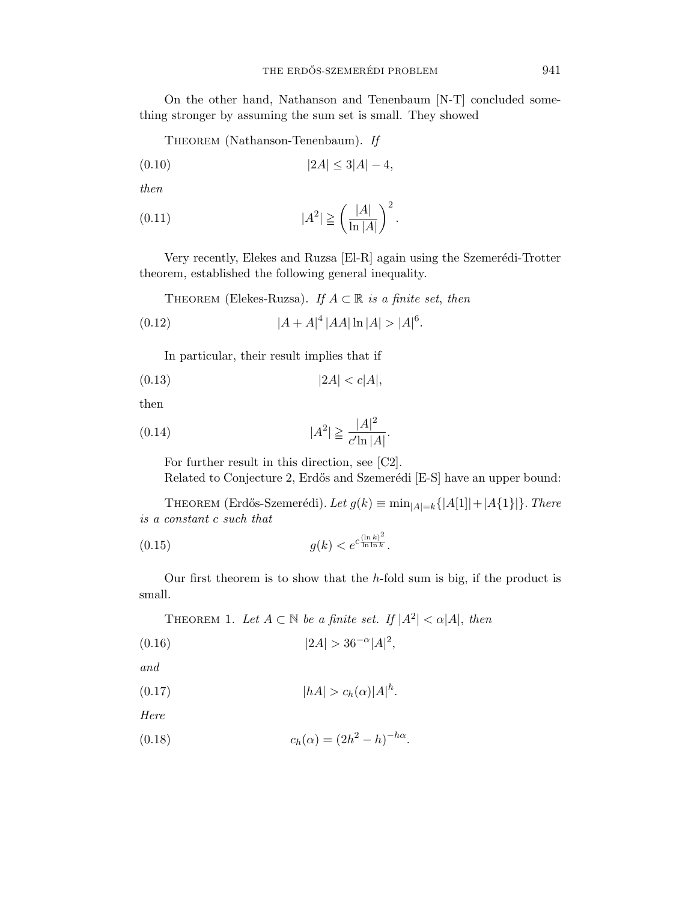On the other hand, Nathanson and Tenenbaum [N-T] concluded something stronger by assuming the sum set is small. They showed

Theorem (Nathanson-Tenenbaum). *If*

$$|2A| \leq 3|A| - 4, \tag{0.10}$$

*then*

$$|A^2| \geqq \left(\frac{|A|}{\ln |A|}\right)^2. \tag{0.11}$$

Very recently, Elekes and Ruzsa [El-R] again using the Szemerédi-Trotter theorem, established the following general inequality.

Theorem (Elekes-Ruzsa). *If $A \subset \mathbb{R}$ is a finite set, then*

$$|A + A|^4 \, |AA| \ln |A| > |A|^6. \tag{0.12}$$

In particular, their result implies that if

$$|2A| < c|A|, \tag{0.13}$$

then

$$|A^2| \geqq \frac{|A|^2}{c' \ln |A|}. \tag{0.14}$$

For further result in this direction, see [C2].

Related to Conjecture 2, Erdős and Szemerédi [E-S] have an upper bound:

Theorem (Erdős-Szemerédi). *Let $g(k) \equiv \min_{|A|=k}\{|A[1]| + |A\{1\}|\}$. There is a constant $c$ such that*

$$g(k) < e^{c \frac{(\ln k)^2}{\ln \ln k}}. \tag{0.15}$$

Our first theorem is to show that the $h$-fold sum is big, if the product is small.

Theorem 1. *Let $A \subset \mathbb{N}$ be a finite set. If $|A^2| < \alpha |A|$, then*

$$|2A| > 36^{-\alpha} |A|^2, \tag{0.16}$$

*and*

$$|hA| > c_h(\alpha) |A|^h. \tag{0.17}$$

*Here*

$$c_h(\alpha) = (2h^2 - h)^{-h\alpha}. \tag{0.18}$$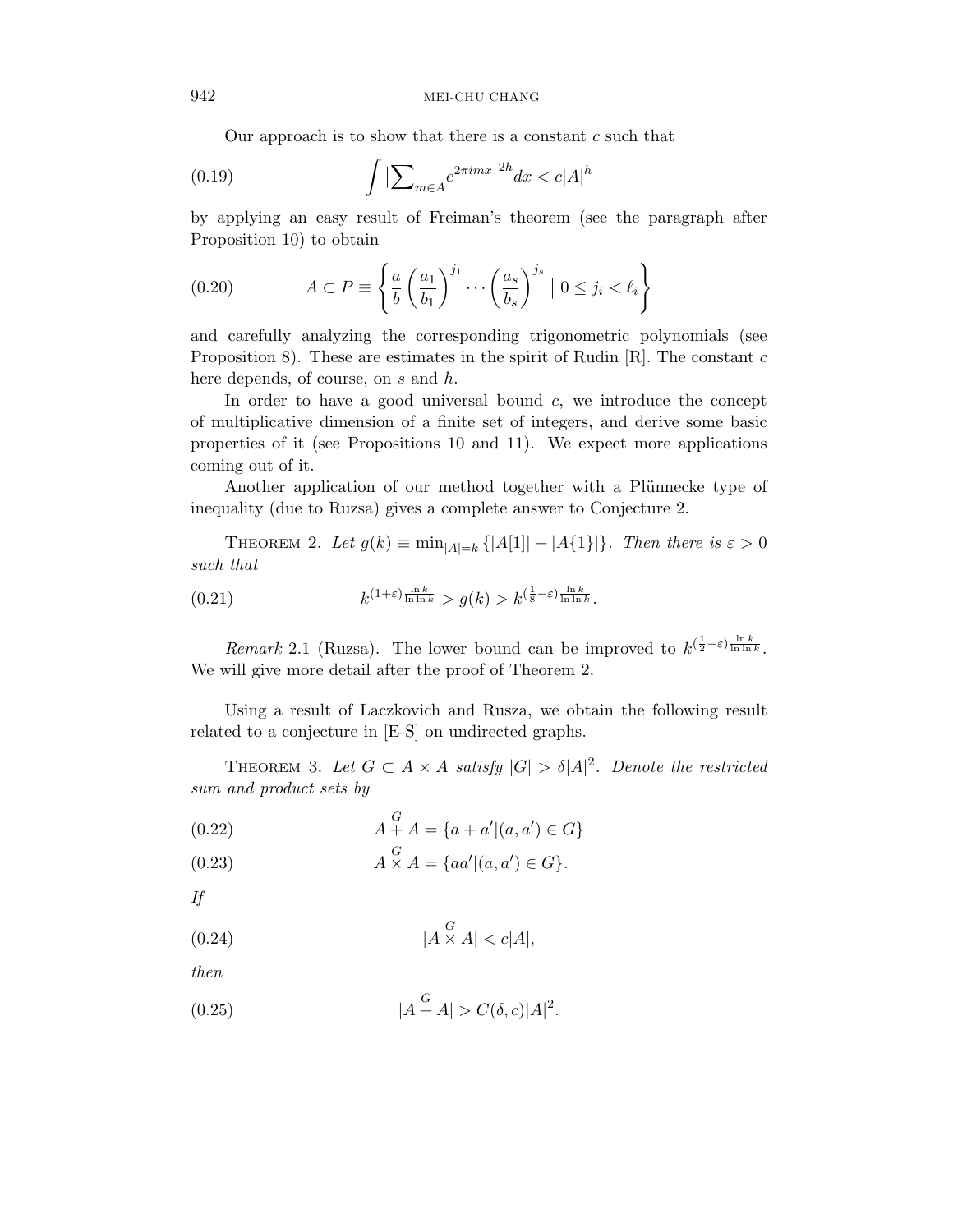Our approach is to show that there is a constant $c$ such that

$$\int \big|\sum\nolimits_{m\in A} e^{2\pi i m x}\big|^{2h} dx < c|A|^h \tag{0.19}$$

by applying an easy result of Freiman's theorem (see the paragraph after Proposition 10) to obtain

$$A \subset P \equiv \left\{ \frac{a}{b} \left(\frac{a_1}{b_1}\right)^{j_1} \cdots \left(\frac{a_s}{b_s}\right)^{j_s} \mid 0 \le j_i < \ell_i \right\} \tag{0.20}$$

and carefully analyzing the corresponding trigonometric polynomials (see Proposition 8). These are estimates in the spirit of Rudin [R]. The constant $c$ here depends, of course, on $s$ and $h$.

In order to have a good universal bound $c$, we introduce the concept of multiplicative dimension of a finite set of integers, and derive some basic properties of it (see Propositions 10 and 11). We expect more applications coming out of it.

Another application of our method together with a Plünnecke type of inequality (due to Ruzsa) gives a complete answer to Conjecture 2.

Theorem 2. *Let* $g(k) \equiv \min_{|A|=k} \{|A[1]| + |A\{1\}|\}$. *Then there is* $\varepsilon > 0$ *such that*

$$k^{(1+\varepsilon)\frac{\ln k}{\ln \ln k}} > g(k) > k^{(\frac{1}{8}-\varepsilon)\frac{\ln k}{\ln \ln k}}. \tag{0.21}$$

*Remark* 2.1 (Ruzsa). The lower bound can be improved to $k^{(\frac{1}{2}-\varepsilon)\frac{\ln k}{\ln \ln k}}$. We will give more detail after the proof of Theorem 2.

Using a result of Laczkovich and Rusza, we obtain the following result related to a conjecture in [E-S] on undirected graphs.

Theorem 3. *Let* $G \subset A \times A$ *satisfy* $|G| > \delta |A|^2$. *Denote the restricted sum and product sets by*

$$A \overset{G}{+} A = \{a + a' | (a, a') \in G\} \tag{0.22}$$

$$A \overset{G}{\times} A = \{aa' | (a, a') \in G\}. \tag{0.23}$$

*If*

$$|A \overset{G}{\times} A| < c|A|, \tag{0.24}$$

*then*

$$|A \overset{G}{+} A| > C(\delta, c)|A|^2. \tag{0.25}$$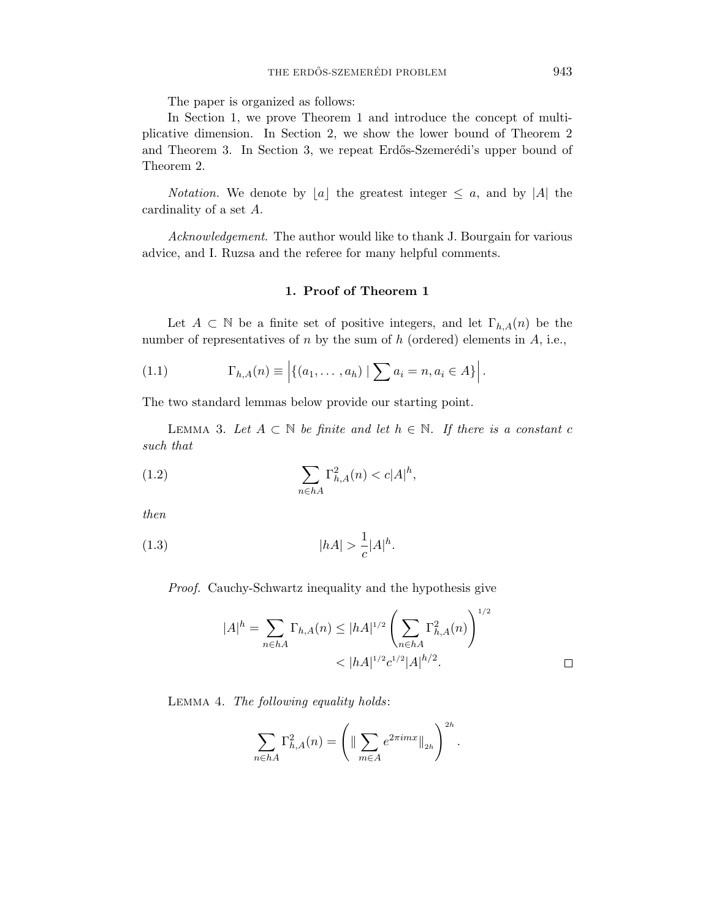The paper is organized as follows:

In Section 1, we prove Theorem 1 and introduce the concept of multiplicative dimension. In Section 2, we show the lower bound of Theorem 2 and Theorem 3. In Section 3, we repeat Erdős-Szemerédi's upper bound of Theorem 2.

*Notation*. We denote by $\lfloor a \rfloor$ the greatest integer $\leq a$, and by $|A|$ the cardinality of a set $A$.

*Acknowledgement*. The author would like to thank J. Bourgain for various advice, and I. Ruzsa and the referee for many helpful comments.

## 1. Proof of Theorem 1

Let $A \subset \mathbb{N}$ be a finite set of positive integers, and let $\Gamma_{h,A}(n)$ be the number of representatives of $n$ by the sum of $h$ (ordered) elements in $A$, i.e.,

$$\Gamma_{h,A}(n) \equiv \left| \{(a_1, \ldots, a_h) \mid \sum a_i = n, a_i \in A\} \right|. \tag{1.1}$$

The two standard lemmas below provide our starting point.

LEMMA 3. *Let $A \subset \mathbb{N}$ be finite and let $h \in \mathbb{N}$. If there is a constant $c$ such that*

$$\sum_{n \in hA} \Gamma^2_{h,A}(n) < c|A|^h, \tag{1.2}$$

*then*

$$|hA| > \frac{1}{c}|A|^h. \tag{1.3}$$

*Proof.* Cauchy-Schwartz inequality and the hypothesis give

$$|A|^h = \sum_{n \in hA} \Gamma_{h,A}(n) \leq |hA|^{1/2} \left( \sum_{n \in hA} \Gamma^2_{h,A}(n) \right)^{1/2} < |hA|^{1/2} c^{1/2} |A|^{h/2}.$$

□

LEMMA 4. *The following equality holds*:

$$\sum_{n \in hA} \Gamma^2_{h,A}(n) = \left( \| \sum_{m \in A} e^{2\pi i m x} \|_{2h} \right)^{2h}.$$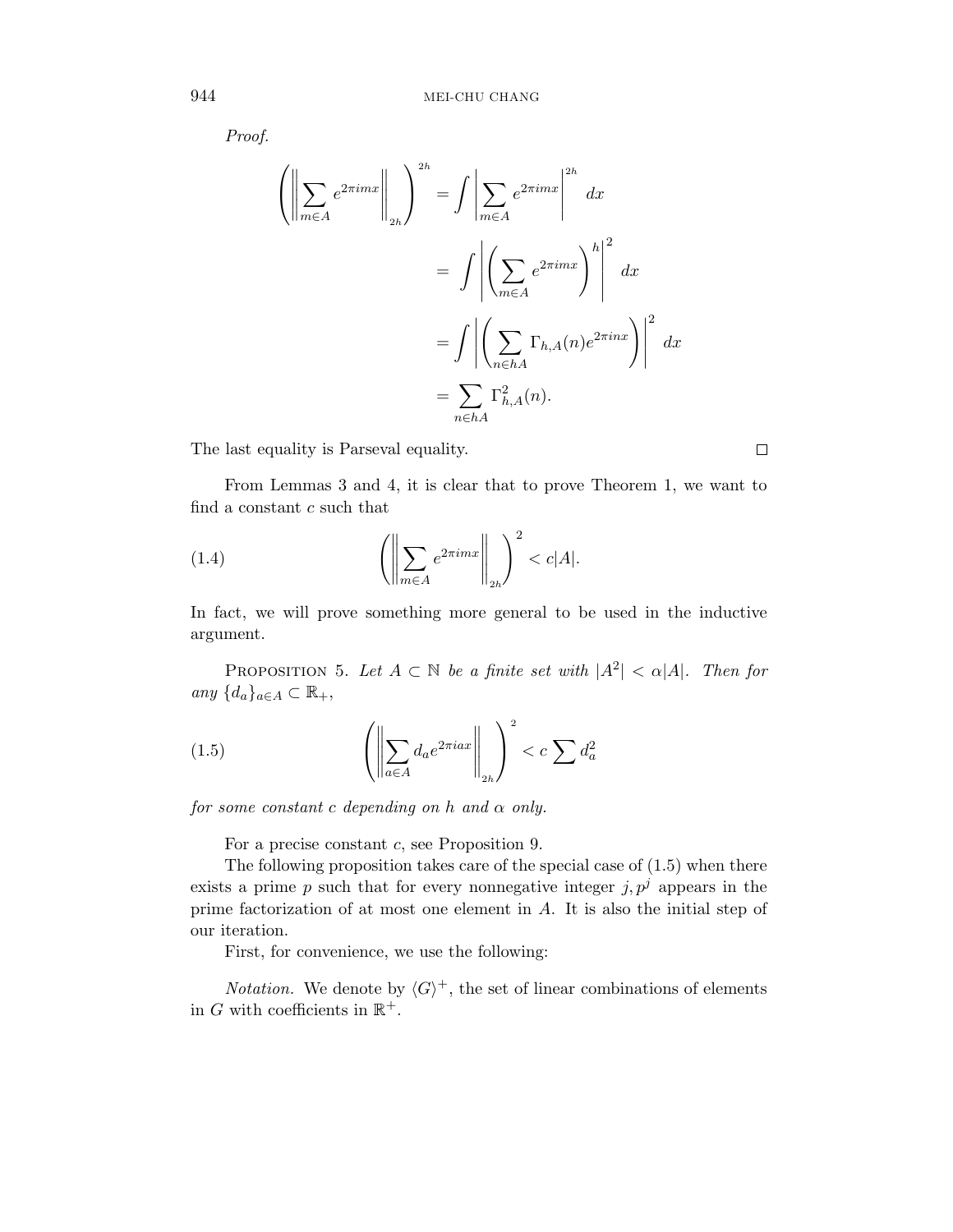*Proof.*

$$
\begin{aligned}
\left(\left\|\sum_{m\in A} e^{2\pi imx}\right\|_{2h}\right)^{2h} &= \int \left|\sum_{m\in A} e^{2\pi imx}\right|^{2h} dx \\
&= \int \left|\left(\sum_{m\in A} e^{2\pi imx}\right)^{h}\right|^{2} dx \\
&= \int \left|\left(\sum_{n\in hA} \Gamma_{h,A}(n) e^{2\pi inx}\right)\right|^{2} dx \\
&= \sum_{n\in hA} \Gamma_{h,A}^2(n).
\end{aligned}
$$

The last equality is Parseval equality. $\square$

From Lemmas 3 and 4, it is clear that to prove Theorem 1, we want to find a constant $c$ such that

$$
\left(\left\|\sum_{m\in A} e^{2\pi imx}\right\|_{2h}\right)^{2} < c|A|. \tag{1.4}
$$

In fact, we will prove something more general to be used in the inductive argument.

Proposition 5. *Let $A \subset \mathbb{N}$ be a finite set with $|A^2| < \alpha|A|$. Then for any $\{d_a\}_{a\in A} \subset \mathbb{R}_+$,*

$$
\left(\left\|\sum_{a\in A} d_a e^{2\pi iax}\right\|_{2h}\right)^{2} < c\sum d_a^2 \tag{1.5}
$$

*for some constant $c$ depending on $h$ and $\alpha$ only.*

For a precise constant $c$, see Proposition 9.

The following proposition takes care of the special case of (1.5) when there exists a prime $p$ such that for every nonnegative integer $j, p^j$ appears in the prime factorization of at most one element in $A$. It is also the initial step of our iteration.

First, for convenience, we use the following:

*Notation.* We denote by $\langle G\rangle^+$, the set of linear combinations of elements in $G$ with coefficients in $\mathbb{R}^+$.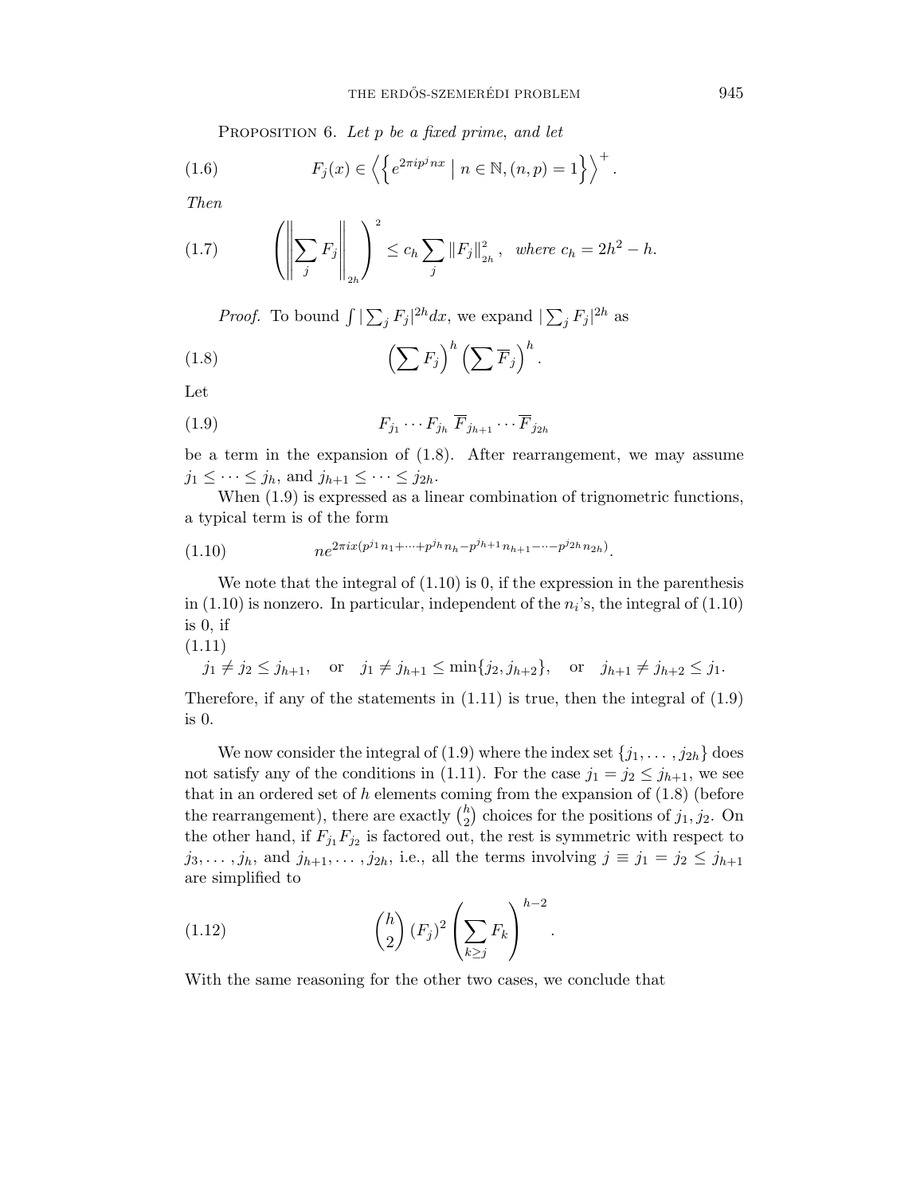Proposition 6. *Let $p$ be a fixed prime, and let*

$$F_j(x) \in \left\langle \left\{ e^{2\pi i p^j n x} \;\middle|\; n \in \mathbb{N}, (n,p) = 1 \right\} \right\rangle^+ . \tag{1.6}$$

*Then*

$$\left( \left\| \sum_j F_j \right\|_{2h} \right)^2 \le c_h \sum_j \|F_j\|_{2h}^2 , \quad \text{where } c_h = 2h^2 - h. \tag{1.7}$$

*Proof.* To bound $\int |\sum_j F_j|^{2h} dx$, we expand $|\sum_j F_j|^{2h}$ as

$$\left(\sum F_j\right)^h \left(\sum \overline{F}_j\right)^h . \tag{1.8}$$

Let

$$F_{j_1} \cdots F_{j_h} \, \overline{F}_{j_{h+1}} \cdots \overline{F}_{j_{2h}} \tag{1.9}$$

be a term in the expansion of (1.8). After rearrangement, we may assume $j_1 \le \cdots \le j_h$, and $j_{h+1} \le \cdots \le j_{2h}$.

When (1.9) is expressed as a linear combination of trignometric functions, a typical term is of the form

$$n e^{2\pi i x (p^{j_1} n_1 + \cdots + p^{j_h} n_h - p^{j_{h+1}} n_{h+1} - \cdots - p^{j_{2h}} n_{2h})}. \tag{1.10}$$

We note that the integral of (1.10) is 0, if the expression in the parenthesis in (1.10) is nonzero. In particular, independent of the $n_i$'s, the integral of (1.10) is 0, if

$$j_1 \ne j_2 \le j_{h+1}, \quad \text{or} \quad j_1 \ne j_{h+1} \le \min\{j_2, j_{h+2}\}, \quad \text{or} \quad j_{h+1} \ne j_{h+2} \le j_1. \tag{1.11}$$

Therefore, if any of the statements in (1.11) is true, then the integral of (1.9) is 0.

We now consider the integral of (1.9) where the index set $\{j_1, \ldots, j_{2h}\}$ does not satisfy any of the conditions in (1.11). For the case $j_1 = j_2 \le j_{h+1}$, we see that in an ordered set of $h$ elements coming from the expansion of (1.8) (before the rearrangement), there are exactly $\binom{h}{2}$ choices for the positions of $j_1, j_2$. On the other hand, if $F_{j_1} F_{j_2}$ is factored out, the rest is symmetric with respect to $j_3, \ldots, j_h$, and $j_{h+1}, \ldots, j_{2h}$, i.e., all the terms involving $j \equiv j_1 = j_2 \le j_{h+1}$ are simplified to

$$\binom{h}{2} (F_j)^2 \left( \sum_{k \ge j} F_k \right)^{h-2} . \tag{1.12}$$

With the same reasoning for the other two cases, we conclude that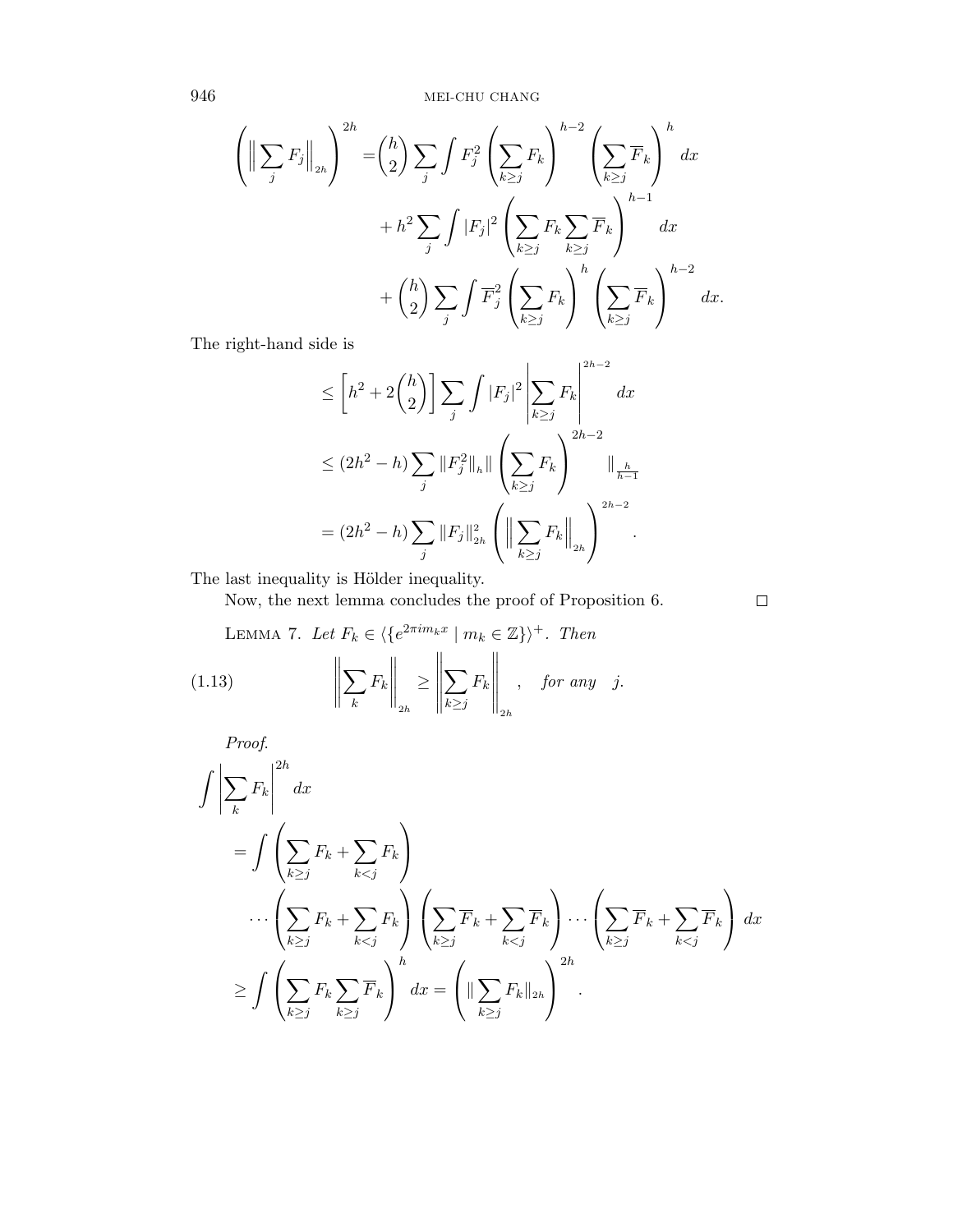$$
\left(\Big\|\sum_j F_j\Big\|_{2h}\right)^{2h} = \binom{h}{2}\sum_j \int F_j^2 \left(\sum_{k\geq j} F_k\right)^{h-2}\left(\sum_{k\geq j}\overline{F}_k\right)^h dx
$$

$$
+ h^2 \sum_j \int |F_j|^2 \left(\sum_{k\geq j} F_k \sum_{k\geq j}\overline{F}_k\right)^{h-1} dx
$$

$$
+ \binom{h}{2}\sum_j \int \overline{F}_j^2 \left(\sum_{k\geq j} F_k\right)^{h}\left(\sum_{k\geq j}\overline{F}_k\right)^{h-2} dx.
$$

The right-hand side is

$$
\leq \left[h^2 + 2\binom{h}{2}\right]\sum_j \int |F_j|^2 \left|\sum_{k\geq j} F_k\right|^{2h-2} dx
$$

$$
\leq (2h^2 - h)\sum_j \|F_j^2\|_h \Big\| \left(\sum_{k\geq j} F_k\right)^{2h-2} \Big\|_{\frac{h}{h-1}}
$$

$$
= (2h^2 - h)\sum_j \|F_j\|_{2h}^2 \left(\Big\|\sum_{k\geq j} F_k\Big\|_{2h}\right)^{2h-2}.
$$

The last inequality is Hölder inequality.

Now, the next lemma concludes the proof of Proposition 6. $\square$

Lemma 7. *Let $F_k \in \langle\{e^{2\pi i m_k x} \mid m_k \in \mathbb{Z}\}\rangle^+$. Then*

$$
\left\|\sum_k F_k\right\|_{2h} \geq \left\|\sum_{k\geq j} F_k\right\|_{2h}, \quad \textit{for any} \quad j. \tag{1.13}
$$

*Proof.*

$$
\int \left|\sum_k F_k\right|^{2h} dx
$$

$$
= \int \left(\sum_{k\geq j} F_k + \sum_{k<j} F_k\right)
$$

$$
\cdots \left(\sum_{k\geq j} F_k + \sum_{k<j} F_k\right)\left(\sum_{k\geq j} \overline{F}_k + \sum_{k<j} \overline{F}_k\right)\cdots\left(\sum_{k\geq j} \overline{F}_k + \sum_{k<j} \overline{F}_k\right) dx
$$

$$
\geq \int \left(\sum_{k\geq j} F_k \sum_{k\geq j}\overline{F}_k\right)^h dx = \left(\|\sum_{k\geq j} F_k\|_{2h}\right)^{2h}.
$$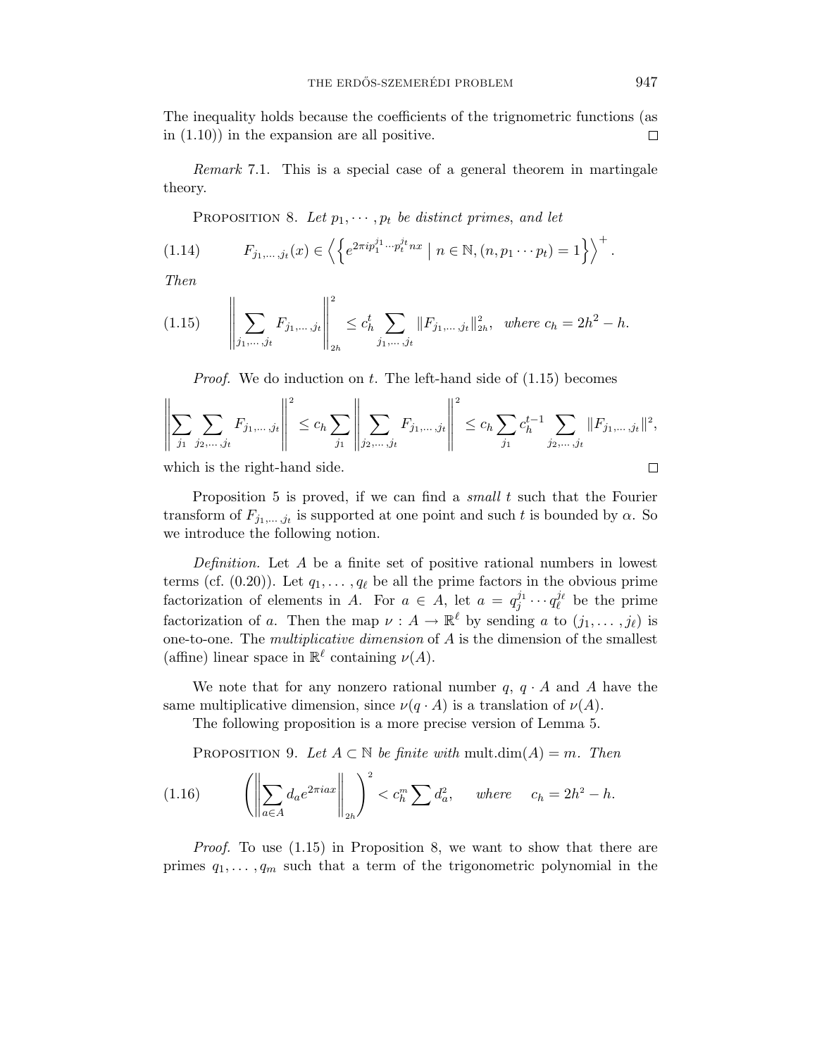The inequality holds because the coefficients of the trignometric functions (as in (1.10)) in the expansion are all positive. $\square$

*Remark* 7.1. This is a special case of a general theorem in martingale theory.

PROPOSITION 8. *Let $p_1, \cdots, p_t$ be distinct primes, and let*

$$F_{j_1,\dots,j_t}(x) \in \left\langle \left\{ e^{2\pi i p_1^{j_1}\cdots p_t^{j_t} nx} \mid n \in \mathbb{N}, (n, p_1 \cdots p_t) = 1 \right\} \right\rangle^+ . \tag{1.14}$$

*Then*

$$\left\| \sum_{j_1,\dots,j_t} F_{j_1,\dots,j_t} \right\|_{2h}^2 \le c_h^t \sum_{j_1,\dots,j_t} \|F_{j_1,\dots,j_t}\|_{2h}^2, \quad \text{where } c_h = 2h^2 - h. \tag{1.15}$$

*Proof.* We do induction on $t$. The left-hand side of (1.15) becomes

$$\left\| \sum_{j_1} \sum_{j_2,\dots,j_t} F_{j_1,\dots,j_t} \right\|^2 \le c_h \sum_{j_1} \left\| \sum_{j_2,\dots,j_t} F_{j_1,\dots,j_t} \right\|^2 \le c_h \sum_{j_1} c_h^{t-1} \sum_{j_2,\dots,j_t} \|F_{j_1,\dots,j_t}\|^2,$$

which is the right-hand side. $\square$

Proposition 5 is proved, if we can find a *small* $t$ such that the Fourier transform of $F_{j_1,\dots,j_t}$ is supported at one point and such $t$ is bounded by $\alpha$. So we introduce the following notion.

*Definition.* Let $A$ be a finite set of positive rational numbers in lowest terms (cf. (0.20)). Let $q_1, \dots, q_\ell$ be all the prime factors in the obvious prime factorization of elements in $A$. For $a \in A$, let $a = q_j^{j_1} \cdots q_\ell^{j_\ell}$ be the prime factorization of $a$. Then the map $\nu : A \to \mathbb{R}^\ell$ by sending $a$ to $(j_1, \dots, j_\ell)$ is one-to-one. The *multiplicative dimension* of $A$ is the dimension of the smallest (affine) linear space in $\mathbb{R}^\ell$ containing $\nu(A)$.

We note that for any nonzero rational number $q$, $q \cdot A$ and $A$ have the same multiplicative dimension, since $\nu(q \cdot A)$ is a translation of $\nu(A)$.

The following proposition is a more precise version of Lemma 5.

PROPOSITION 9. *Let $A \subset \mathbb{N}$ be finite with* mult.dim$(A) = m$. *Then*

$$\left( \left\| \sum_{a\in A} d_a e^{2\pi i a x} \right\|_{2h} \right)^2 < c_h^m \sum d_a^2, \qquad \text{where} \qquad c_h = 2h^2 - h. \tag{1.16}$$

*Proof.* To use (1.15) in Proposition 8, we want to show that there are primes $q_1, \dots, q_m$ such that a term of the trigonometric polynomial in the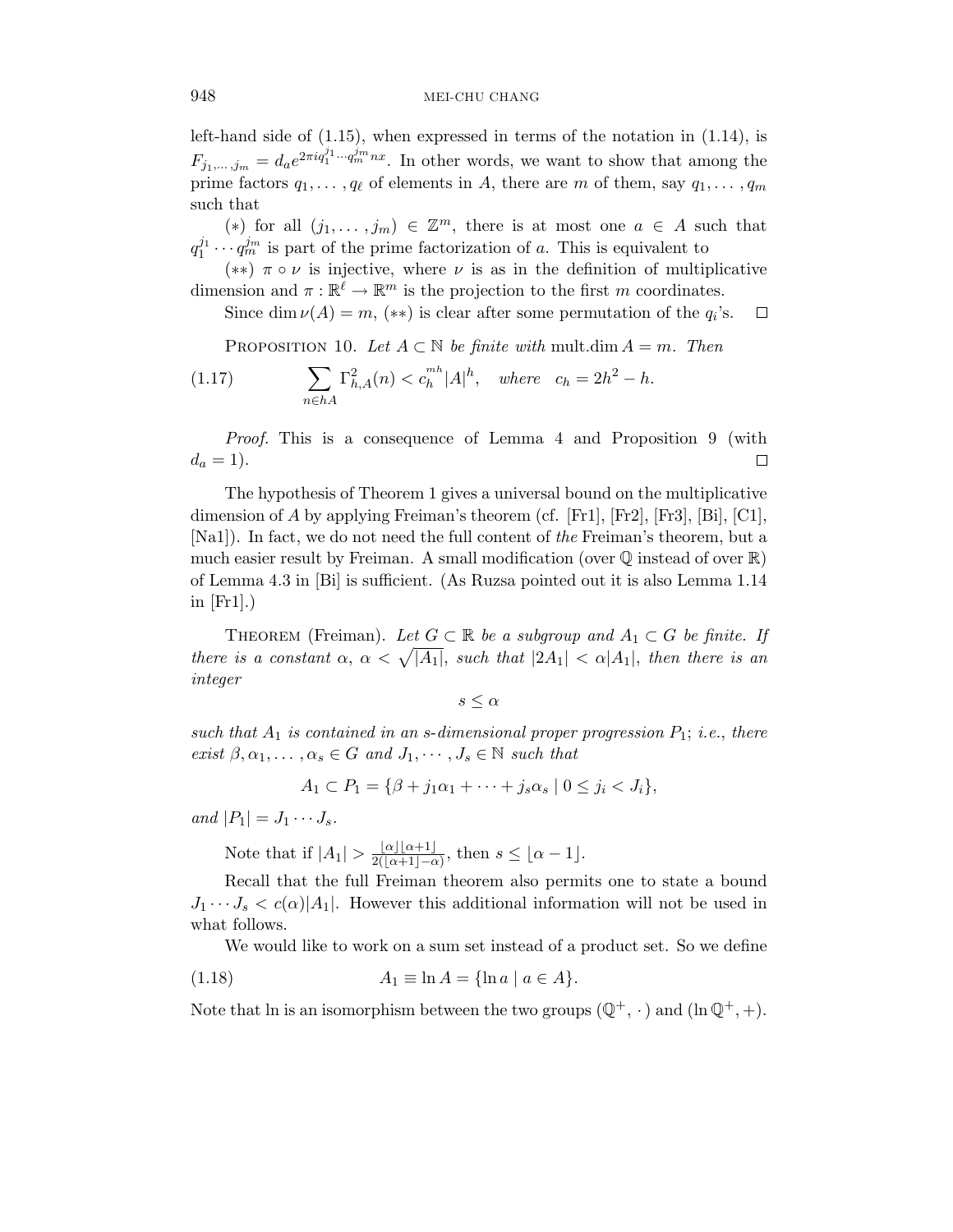left-hand side of (1.15), when expressed in terms of the notation in (1.14), is $F_{j_1,\dots,j_m} = d_a e^{2\pi i q_1^{j_1}\cdots q_m^{j_m} nx}$. In other words, we want to show that among the prime factors $q_1, \dots, q_\ell$ of elements in $A$, there are $m$ of them, say $q_1, \dots, q_m$ such that

(∗) for all $(j_1, \dots, j_m) \in \mathbb{Z}^m$, there is at most one $a \in A$ such that $q_1^{j_1} \cdots q_m^{j_m}$ is part of the prime factorization of $a$. This is equivalent to

(∗∗) $\pi \circ \nu$ is injective, where $\nu$ is as in the definition of multiplicative dimension and $\pi : \mathbb{R}^\ell \to \mathbb{R}^m$ is the projection to the first $m$ coordinates.

Since $\dim \nu(A) = m$, (∗∗) is clear after some permutation of the $q_i$'s. □

Proposition 10. *Let $A \subset \mathbb{N}$ be finite with* mult.dim $A = m$. *Then*

$$\sum_{n \in hA} \Gamma_{h,A}^2(n) < c_h^{mh} |A|^h, \quad \text{where} \quad c_h = 2h^2 - h. \tag{1.17}$$

*Proof.* This is a consequence of Lemma 4 and Proposition 9 (with $d_a = 1$). □

The hypothesis of Theorem 1 gives a universal bound on the multiplicative dimension of $A$ by applying Freiman's theorem (cf. [Fr1], [Fr2], [Fr3], [Bi], [C1], [Na1]). In fact, we do not need the full content of *the* Freiman's theorem, but a much easier result by Freiman. A small modification (over $\mathbb{Q}$ instead of over $\mathbb{R}$) of Lemma 4.3 in [Bi] is sufficient. (As Ruzsa pointed out it is also Lemma 1.14 in [Fr1].)

Theorem (Freiman). *Let $G \subset \mathbb{R}$ be a subgroup and $A_1 \subset G$ be finite. If there is a constant $\alpha$, $\alpha < \sqrt{|A_1|}$, such that $|2A_1| < \alpha|A_1|$, then there is an integer*

$$s \le \alpha$$

*such that $A_1$ is contained in an $s$-dimensional proper progression $P_1$; i.e., there exist $\beta, \alpha_1, \dots, \alpha_s \in G$ and $J_1, \cdots, J_s \in \mathbb{N}$ such that*

$$A_1 \subset P_1 = \{\beta + j_1\alpha_1 + \cdots + j_s\alpha_s \mid 0 \le j_i < J_i\},$$

*and $|P_1| = J_1 \cdots J_s$.*

Note that if $|A_1| > \frac{\lfloor \alpha \rfloor \lfloor \alpha+1 \rfloor}{2(\lfloor \alpha+1 \rfloor - \alpha)}$, then $s \le \lfloor \alpha - 1 \rfloor$.

Recall that the full Freiman theorem also permits one to state a bound $J_1 \cdots J_s < c(\alpha)|A_1|$. However this additional information will not be used in what follows.

We would like to work on a sum set instead of a product set. So we define

$$A_1 \equiv \ln A = \{\ln a \mid a \in A\}. \tag{1.18}$$

Note that ln is an isomorphism between the two groups $(\mathbb{Q}^+, \cdot)$ and $(\ln \mathbb{Q}^+, +)$.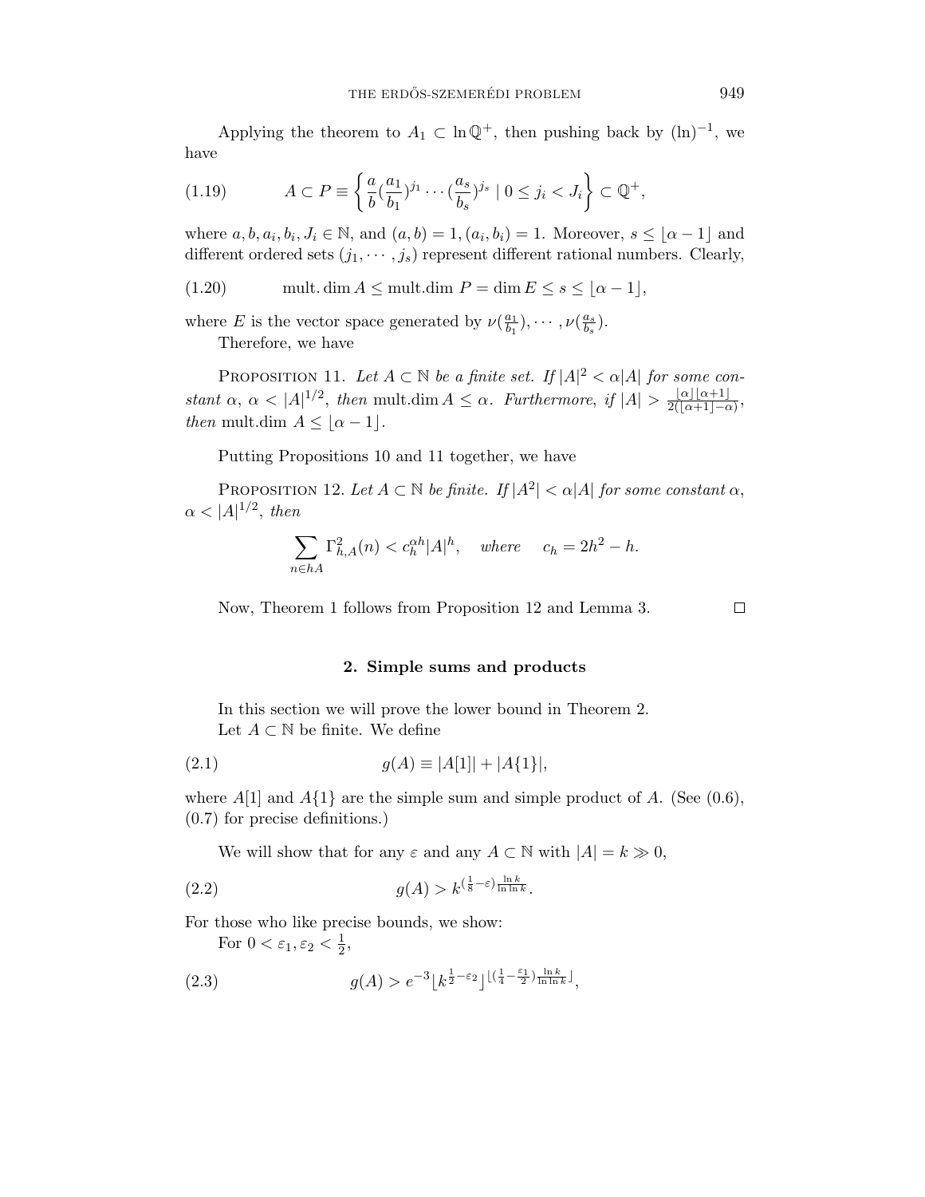Applying the theorem to $A_1 \subset \ln \mathbb{Q}^+$, then pushing back by $(\ln)^{-1}$, we have

$$A \subset P \equiv \left\{ \frac{a}{b} (\frac{a_1}{b_1})^{j_1} \cdots (\frac{a_s}{b_s})^{j_s} \mid 0 \leq j_i < J_i \right\} \subset \mathbb{Q}^+, \tag{1.19}$$

where $a, b, a_i, b_i, J_i \in \mathbb{N}$, and $(a,b) = 1, (a_i, b_i) = 1$. Moreover, $s \leq \lfloor \alpha - 1 \rfloor$ and different ordered sets $(j_1, \cdots, j_s)$ represent different rational numbers. Clearly,

$$\text{mult. dim}\, A \leq \text{mult.dim}\, P = \dim E \leq s \leq \lfloor \alpha - 1 \rfloor, \tag{1.20}$$

where $E$ is the vector space generated by $\nu(\frac{a_1}{b_1}), \cdots, \nu(\frac{a_s}{b_s})$.

Therefore, we have

Proposition 11. *Let $A \subset \mathbb{N}$ be a finite set. If $|A|^2 < \alpha |A|$ for some constant $\alpha$, $\alpha < |A|^{1/2}$, then* mult.dim $A \leq \alpha$. *Furthermore, if $|A| > \frac{\lfloor \alpha \rfloor \lfloor \alpha + 1 \rfloor}{2(\lfloor \alpha + 1 \rfloor - \alpha)}$, then* mult.dim $A \leq \lfloor \alpha - 1 \rfloor$.

Putting Propositions 10 and 11 together, we have

Proposition 12. *Let $A \subset \mathbb{N}$ be finite. If $|A^2| < \alpha |A|$ for some constant $\alpha$, $\alpha < |A|^{1/2}$, then*

$$\sum_{n \in hA} \Gamma_{h,A}^2(n) < c_h^{\alpha h} |A|^h, \quad \textit{where} \quad c_h = 2h^2 - h.$$

Now, Theorem 1 follows from Proposition 12 and Lemma 3. □

## 2. Simple sums and products

In this section we will prove the lower bound in Theorem 2.

Let $A \subset \mathbb{N}$ be finite. We define

$$g(A) \equiv |A[1]| + |A\{1\}|, \tag{2.1}$$

where $A[1]$ and $A\{1\}$ are the simple sum and simple product of $A$. (See (0.6), (0.7) for precise definitions.)

We will show that for any $\varepsilon$ and any $A \subset \mathbb{N}$ with $|A| = k \gg 0$,

$$g(A) > k^{(\frac{1}{8} - \varepsilon)\frac{\ln k}{\ln \ln k}}. \tag{2.2}$$

For those who like precise bounds, we show:

For $0 < \varepsilon_1, \varepsilon_2 < \frac{1}{2}$,

$$g(A) > e^{-3} \lfloor k^{\frac{1}{2} - \varepsilon_2} \rfloor^{\lfloor (\frac{1}{4} - \frac{\varepsilon_1}{2}) \frac{\ln k}{\ln \ln k} \rfloor}, \tag{2.3}$$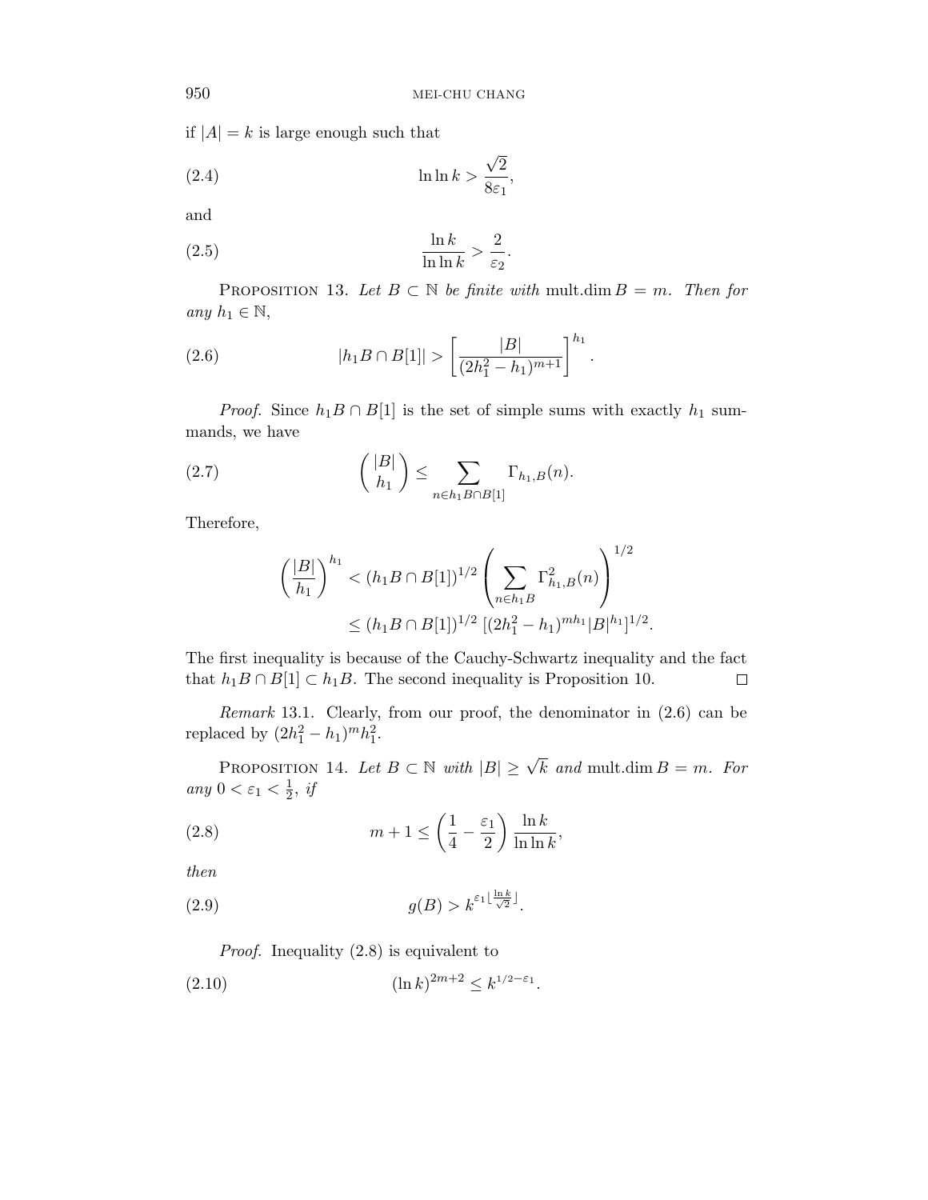if $|A| = k$ is large enough such that

$$\ln \ln k > \frac{\sqrt{2}}{8\varepsilon_1}, \tag{2.4}$$

and

$$\frac{\ln k}{\ln \ln k} > \frac{2}{\varepsilon_2}. \tag{2.5}$$

PROPOSITION 13. *Let $B \subset \mathbb{N}$ be finite with* mult.dim $B = m$. *Then for any $h_1 \in \mathbb{N}$,*

$$|h_1 B \cap B[1]| > \left[\frac{|B|}{(2h_1^2 - h_1)^{m+1}}\right]^{h_1}. \tag{2.6}$$

*Proof.* Since $h_1 B \cap B[1]$ is the set of simple sums with exactly $h_1$ summands, we have

$$\binom{|B|}{h_1} \leq \sum_{n \in h_1 B \cap B[1]} \Gamma_{h_1, B}(n). \tag{2.7}$$

Therefore,

$$\begin{aligned}
\left(\frac{|B|}{h_1}\right)^{h_1} &< (h_1 B \cap B[1])^{1/2} \left(\sum_{n \in h_1 B} \Gamma^2_{h_1, B}(n)\right)^{1/2} \\
&\leq (h_1 B \cap B[1])^{1/2} \left[(2h_1^2 - h_1)^{m h_1} |B|^{h_1}\right]^{1/2}.
\end{aligned}$$

The first inequality is because of the Cauchy-Schwartz inequality and the fact that $h_1 B \cap B[1] \subset h_1 B$. The second inequality is Proposition 10. $\square$

*Remark* 13.1. Clearly, from our proof, the denominator in (2.6) can be replaced by $(2h_1^2 - h_1)^m h_1^2$.

PROPOSITION 14. *Let $B \subset \mathbb{N}$ with $|B| \geq \sqrt{k}$ and* mult.dim $B = m$. *For any $0 < \varepsilon_1 < \frac{1}{2}$, if*

$$m + 1 \leq \left(\frac{1}{4} - \frac{\varepsilon_1}{2}\right) \frac{\ln k}{\ln \ln k}, \tag{2.8}$$

*then*

$$g(B) > k^{\varepsilon_1 \lfloor \frac{\ln k}{\sqrt{2}} \rfloor}. \tag{2.9}$$

*Proof.* Inequality (2.8) is equivalent to

$$(\ln k)^{2m+2} \leq k^{1/2 - \varepsilon_1}. \tag{2.10}$$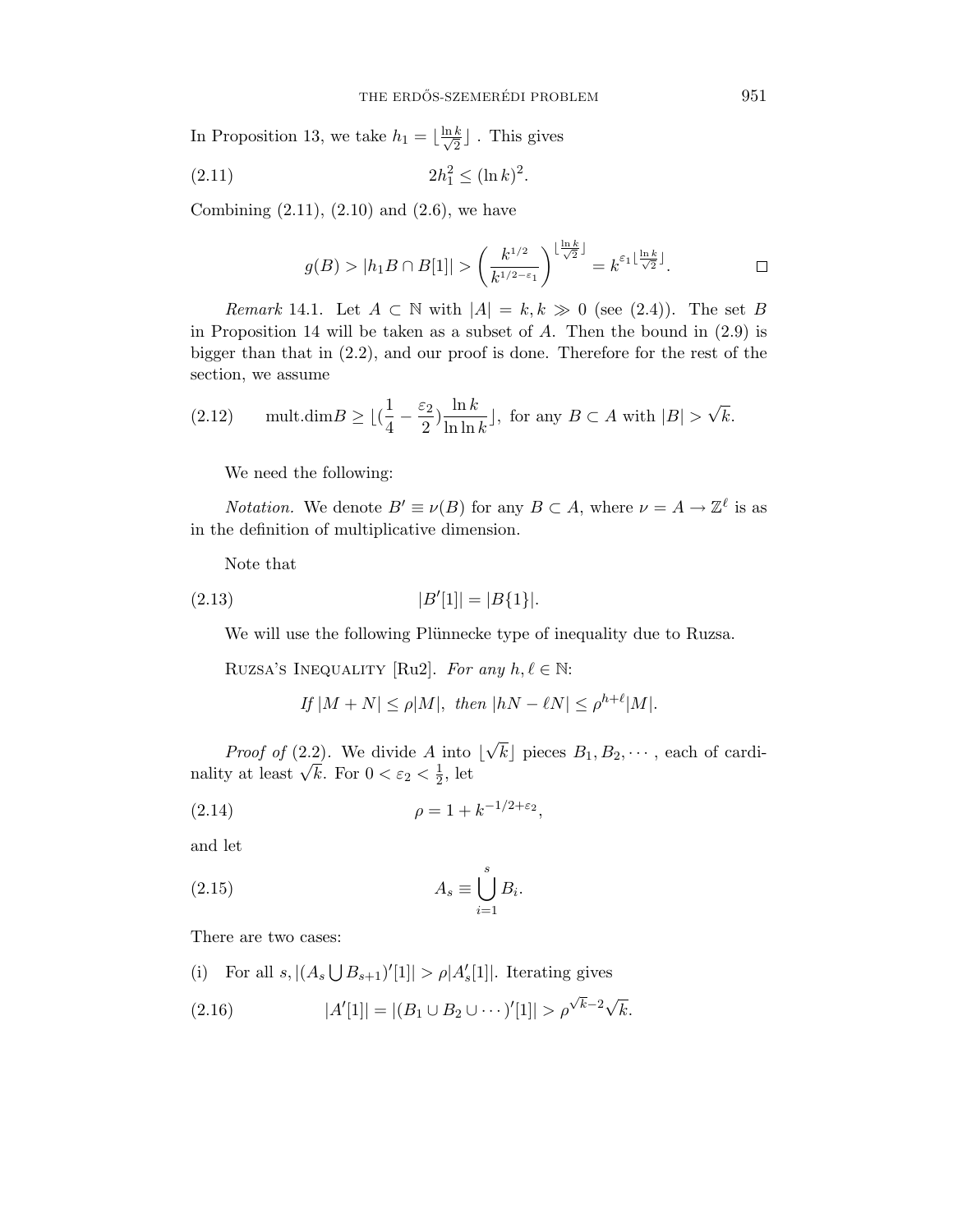In Proposition 13, we take $h_1 = \lfloor \frac{\ln k}{\sqrt{2}} \rfloor$ . This gives

$$2h_1^2 \leq (\ln k)^2. \tag{2.11}$$

Combining (2.11), (2.10) and (2.6), we have

$$g(B) > |h_1 B \cap B[1]| > \left( \frac{k^{1/2}}{k^{1/2-\varepsilon_1}} \right)^{\lfloor \frac{\ln k}{\sqrt{2}} \rfloor} = k^{\varepsilon_1 \lfloor \frac{\ln k}{\sqrt{2}} \rfloor}. \qquad \square$$

*Remark* 14.1. Let $A \subset \mathbb{N}$ with $|A| = k, k \gg 0$ (see (2.4)). The set $B$ in Proposition 14 will be taken as a subset of $A$. Then the bound in (2.9) is bigger than that in (2.2), and our proof is done. Therefore for the rest of the section, we assume

$$\text{mult.dim} B \geq \lfloor (\frac{1}{4} - \frac{\varepsilon_2}{2}) \frac{\ln k}{\ln \ln k} \rfloor, \text{ for any } B \subset A \text{ with } |B| > \sqrt{k}. \tag{2.12}$$

We need the following:

*Notation.* We denote $B' \equiv \nu(B)$ for any $B \subset A$, where $\nu = A \to \mathbb{Z}^\ell$ is as in the definition of multiplicative dimension.

Note that

$$|B'[1]| = |B\{1\}|. \tag{2.13}$$

We will use the following Plünnecke type of inequality due to Ruzsa.

Ruzsa's Inequality [Ru2]. *For any $h, \ell \in \mathbb{N}$:*

$$\textit{If } |M + N| \leq \rho |M|, \textit{ then } |hN - \ell N| \leq \rho^{h+\ell} |M|.$$

*Proof of* (2.2). We divide $A$ into $\lfloor \sqrt{k} \rfloor$ pieces $B_1, B_2, \cdots$, each of cardinality at least $\sqrt{k}$. For $0 < \varepsilon_2 < \frac{1}{2}$, let

$$\rho = 1 + k^{-1/2+\varepsilon_2}, \tag{2.14}$$

and let

$$A_s \equiv \bigcup_{i=1}^{s} B_i. \tag{2.15}$$

There are two cases:

(i) For all $s, |(A_s \bigcup B_{s+1})'[1]| > \rho |A_s'[1]|$. Iterating gives

$$|A'[1]| = |(B_1 \cup B_2 \cup \cdots)'[1]| > \rho^{\sqrt{k}-2} \sqrt{k}. \tag{2.16}$$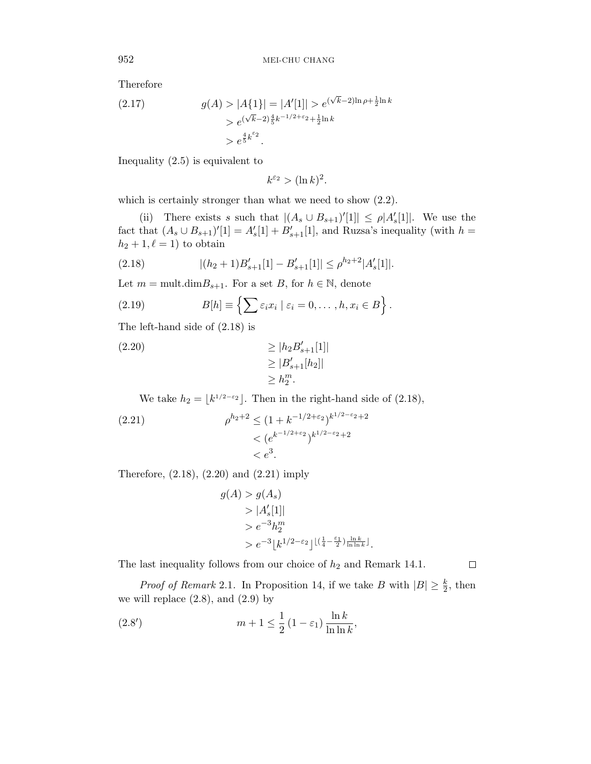Therefore

$$
\begin{aligned}
g(A) > |A\{1\}| = |A'[1]| &> e^{(\sqrt{k}-2)\ln\rho + \frac{1}{2}\ln k} \\
&> e^{(\sqrt{k}-2)\frac{4}{5}k^{-1/2+\varepsilon_2}+\frac{1}{2}\ln k} \\
&> e^{\frac{4}{5}k^{\varepsilon_2}}.
\end{aligned}
\tag{2.17}
$$

Inequality (2.5) is equivalent to

$$
k^{\varepsilon_2} > (\ln k)^2.
$$

which is certainly stronger than what we need to show (2.2).

(ii) There exists $s$ such that $|(A_s \cup B_{s+1})'[1]| \le \rho |A'_s[1]|$. We use the fact that $(A_s \cup B_{s+1})'[1] = A'_s[1] + B'_{s+1}[1]$, and Ruzsa's inequality (with $h = h_2 + 1, \ell = 1$) to obtain

$$
|(h_2+1)B'_{s+1}[1] - B'_{s+1}[1]| \le \rho^{h_2+2}|A'_s[1]|. \tag{2.18}
$$

Let $m = \text{mult.dim} B_{s+1}$. For a set $B$, for $h \in \mathbb{N}$, denote

$$
B[h] \equiv \left\{ \sum \varepsilon_i x_i \mid \varepsilon_i = 0, \dots, h, x_i \in B \right\}. \tag{2.19}
$$

The left-hand side of (2.18) is

$$
\begin{aligned}
&\ge |h_2 B'_{s+1}[1]| \\
&\ge |B'_{s+1}[h_2]| \\
&\ge h_2^m.
\end{aligned}
\tag{2.20}
$$

We take $h_2 = \lfloor k^{1/2-\varepsilon_2} \rfloor$. Then in the right-hand side of (2.18),

$$
\begin{aligned}
\rho^{h_2+2} &\le (1 + k^{-1/2+\varepsilon_2})^{k^{1/2-\varepsilon_2}+2} \\
&< (e^{k^{-1/2+\varepsilon_2}})^{k^{1/2-\varepsilon_2}+2} \\
&< e^3.
\end{aligned}
\tag{2.21}
$$

Therefore, (2.18), (2.20) and (2.21) imply

$$
\begin{aligned}
g(A) &> g(A_s) \\
&> |A'_s[1]| \\
&> e^{-3} h_2^m \\
&> e^{-3} \lfloor k^{1/2-\varepsilon_2} \rfloor^{\lfloor (\frac{1}{4} - \frac{\varepsilon_1}{2}) \frac{\ln k}{\ln \ln k} \rfloor}.
\end{aligned}
$$

The last inequality follows from our choice of $h_2$ and Remark 14.1. $\square$

*Proof of Remark* 2.1. In Proposition 14, if we take $B$ with $|B| \ge \frac{k}{2}$, then we will replace (2.8), and (2.9) by

$$
m + 1 \le \frac{1}{2}(1 - \varepsilon_1) \frac{\ln k}{\ln \ln k}, \tag{2.8$'$}
$$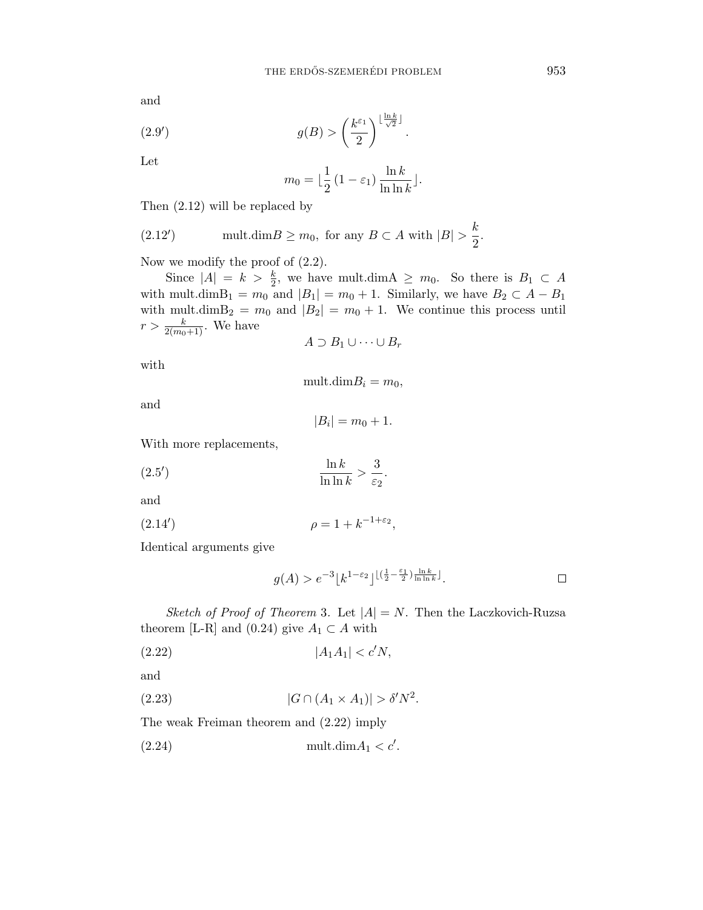and

$$g(B) > \left(\frac{k^{\varepsilon_1}}{2}\right)^{\lfloor \frac{\ln k}{\sqrt{2}} \rfloor}. \tag{2.9'}$$

Let

$$m_0 = \lfloor \frac{1}{2}(1-\varepsilon_1)\frac{\ln k}{\ln \ln k} \rfloor.$$

Then (2.12) will be replaced by

$$\text{mult.dim} B \geq m_0, \text{ for any } B \subset A \text{ with } |B| > \frac{k}{2}. \tag{2.12'}$$

Now we modify the proof of (2.2).

Since $|A| = k > \frac{k}{2}$, we have mult.dimA $\geq m_0$. So there is $B_1 \subset A$ with mult.dim$\text{B}_1 = m_0$ and $|B_1| = m_0 + 1$. Similarly, we have $B_2 \subset A - B_1$ with mult.dim$\text{B}_2 = m_0$ and $|B_2| = m_0 + 1$. We continue this process until $r > \frac{k}{2(m_0+1)}$. We have

$$A \supset B_1 \cup \cdots \cup B_r$$

with

$$\text{mult.dim} B_i = m_0,$$

and

$$|B_i| = m_0 + 1.$$

With more replacements,

$$\frac{\ln k}{\ln \ln k} > \frac{3}{\varepsilon_2}. \tag{2.5'}$$

and

$$\rho = 1 + k^{-1+\varepsilon_2}, \tag{2.14'}$$

Identical arguments give

$$g(A) > e^{-3} \lfloor k^{1-\varepsilon_2} \rfloor^{\lfloor (\frac{1}{2} - \frac{\varepsilon_1}{2}) \frac{\ln k}{\ln \ln k} \rfloor}. \qquad \square$$

*Sketch of Proof of Theorem* 3. Let $|A| = N$. Then the Laczkovich-Ruzsa theorem [L-R] and (0.24) give $A_1 \subset A$ with

$$|A_1 A_1| < c' N, \tag{2.22}$$

and

$$|G \cap (A_1 \times A_1)| > \delta' N^2. \tag{2.23}$$

The weak Freiman theorem and (2.22) imply

$$\text{mult.dim} A_1 < c'. \tag{2.24}$$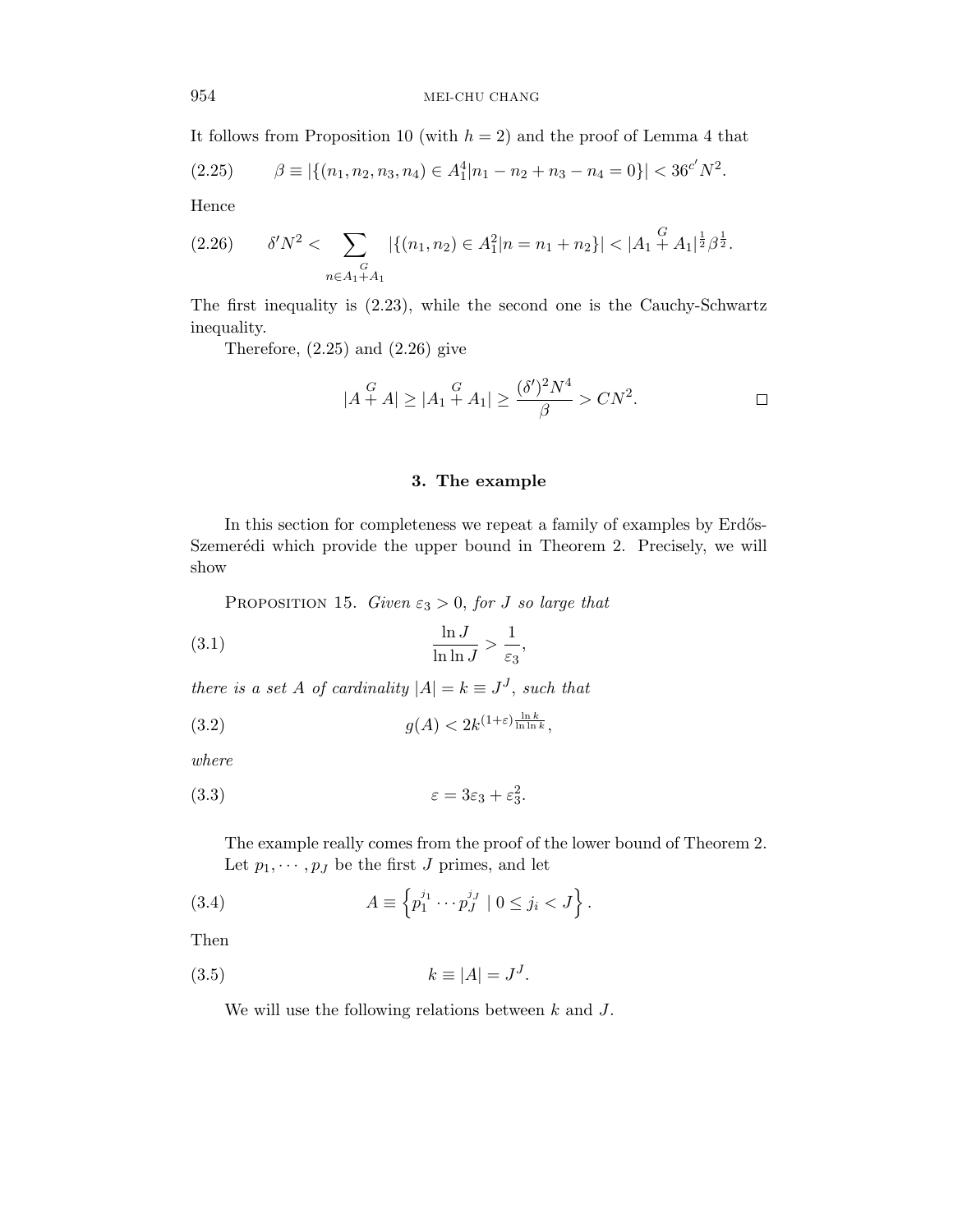It follows from Proposition 10 (with $h = 2$) and the proof of Lemma 4 that

$$\beta \equiv |\{(n_1, n_2, n_3, n_4) \in A_1^4 | n_1 - n_2 + n_3 - n_4 = 0\}| < 36^{c'} N^2. \tag{2.25}$$

Hence

$$\delta' N^2 < \sum_{n \in A_1 \overset{G}{+} A_1} |\{(n_1, n_2) \in A_1^2 | n = n_1 + n_2\}| < |A_1 \overset{G}{+} A_1|^{\frac{1}{2}} \beta^{\frac{1}{2}}. \tag{2.26}$$

The first inequality is (2.23), while the second one is the Cauchy-Schwartz inequality.

Therefore, (2.25) and (2.26) give

$$|A \overset{G}{+} A| \geq |A_1 \overset{G}{+} A_1| \geq \frac{(\delta')^2 N^4}{\beta} > CN^2. \qquad \square$$

## 3. The example

In this section for completeness we repeat a family of examples by Erdős-Szemerédi which provide the upper bound in Theorem 2. Precisely, we will show

Proposition 15. *Given $\varepsilon_3 > 0$, for $J$ so large that*

$$\frac{\ln J}{\ln \ln J} > \frac{1}{\varepsilon_3}, \tag{3.1}$$

*there is a set $A$ of cardinality $|A| = k \equiv J^J$, such that*

$$g(A) < 2k^{(1+\varepsilon)\frac{\ln k}{\ln \ln k}}, \tag{3.2}$$

*where*

$$\varepsilon = 3\varepsilon_3 + \varepsilon_3^2. \tag{3.3}$$

The example really comes from the proof of the lower bound of Theorem 2.

Let $p_1, \cdots, p_J$ be the first $J$ primes, and let

$$A \equiv \left\{ p_1^{j_1} \cdots p_J^{j_J} \mid 0 \leq j_i < J \right\}. \tag{3.4}$$

Then

$$k \equiv |A| = J^J. \tag{3.5}$$

We will use the following relations between $k$ and $J$.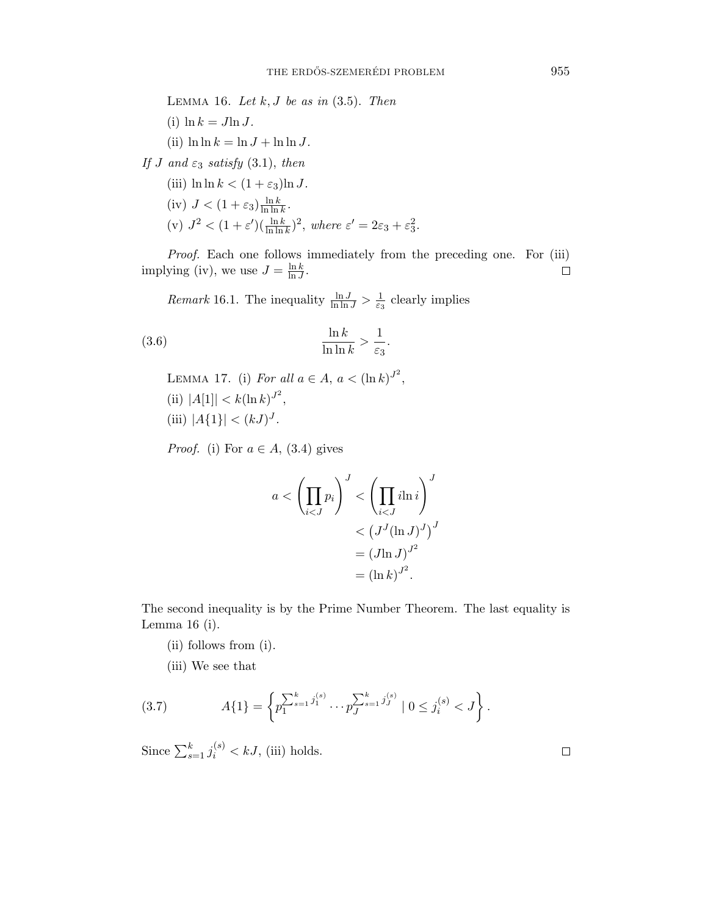Lemma 16. *Let $k, J$ be as in* (3.5). *Then*

(i) $\ln k = J \ln J$.

(ii) $\ln \ln k = \ln J + \ln \ln J$.

*If $J$ and $\varepsilon_3$ satisfy* (3.1), *then*

(iii) $\ln \ln k < (1 + \varepsilon_3) \ln J$.

(iv) $J < (1 + \varepsilon_3) \frac{\ln k}{\ln \ln k}$.

(v) $J^2 < (1 + \varepsilon')(\frac{\ln k}{\ln \ln k})^2$, *where* $\varepsilon' = 2\varepsilon_3 + \varepsilon_3^2$.

*Proof.* Each one follows immediately from the preceding one. For (iii) implying (iv), we use $J = \frac{\ln k}{\ln J}$. □

*Remark* 16.1. The inequality $\frac{\ln J}{\ln \ln J} > \frac{1}{\varepsilon_3}$ clearly implies

$$\frac{\ln k}{\ln \ln k} > \frac{1}{\varepsilon_3}. \tag{3.6}$$

Lemma 17. (i) *For all $a \in A$, $a < (\ln k)^{J^2}$*,

(ii) $|A[1]| < k(\ln k)^{J^2}$,

(iii) $|A\{1\}| < (kJ)^J$.

*Proof.* (i) For $a \in A$, (3.4) gives

$$\begin{aligned} a < \left( \prod_{i<J} p_i \right)^J &< \left( \prod_{i<J} i \ln i \right)^J \\ &< \left( J^J (\ln J)^J \right)^J \\ &= (J \ln J)^{J^2} \\ &= (\ln k)^{J^2}. \end{aligned}$$

The second inequality is by the Prime Number Theorem. The last equality is Lemma 16 (i).

(ii) follows from (i).

(iii) We see that

$$A\{1\} = \left\{ p_1^{\sum_{s=1}^k j_1^{(s)}} \cdots p_J^{\sum_{s=1}^k j_J^{(s)}} \mid 0 \le j_i^{(s)} < J \right\}. \tag{3.7}$$

Since $\sum_{s=1}^k j_i^{(s)} < kJ$, (iii) holds. □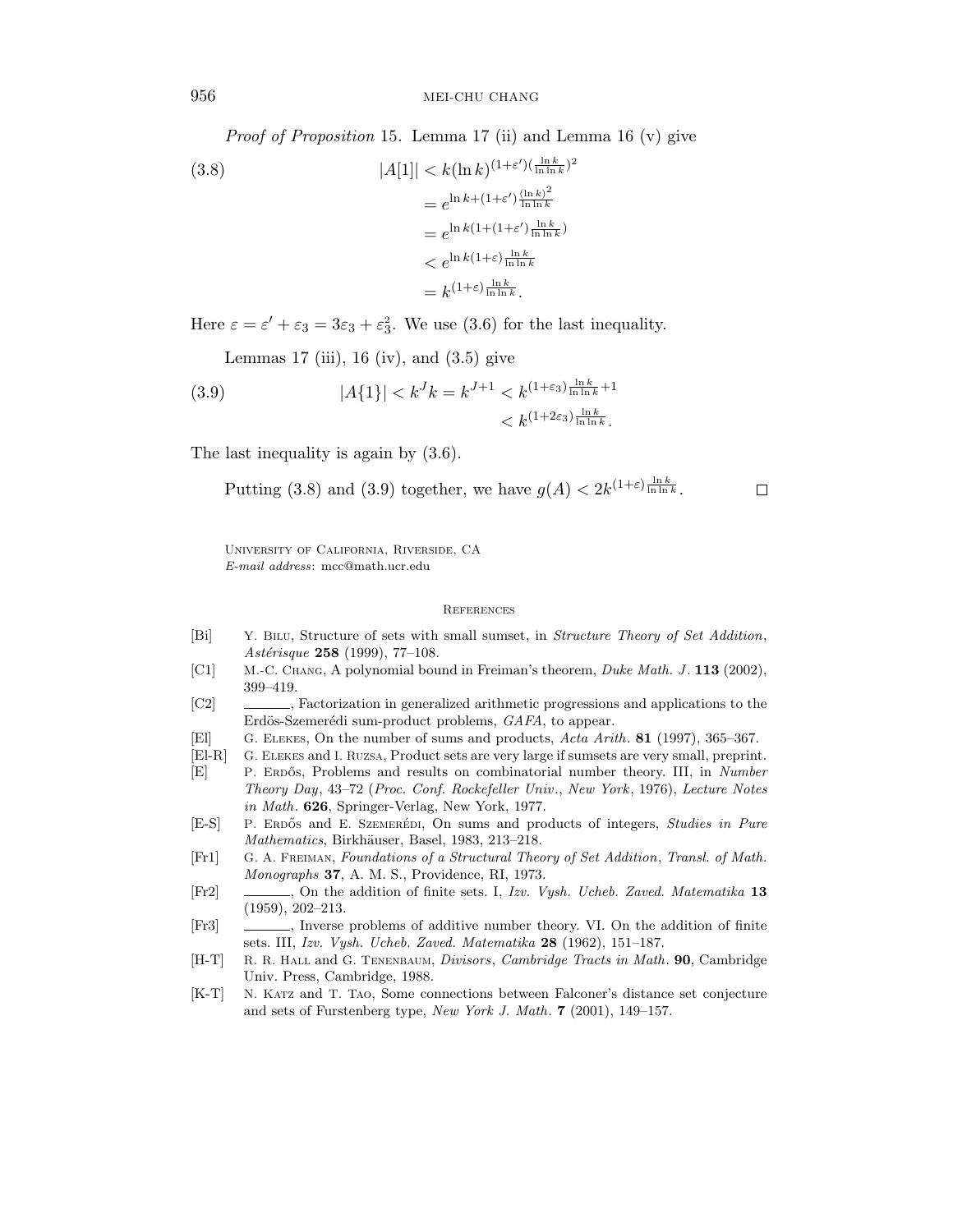*Proof of Proposition* 15. Lemma 17 (ii) and Lemma 16 (v) give

$$
\begin{aligned}
|A[1]| &< k(\ln k)^{(1+\varepsilon')(\frac{\ln k}{\ln\ln k})^2} \\
&= e^{\ln k + (1+\varepsilon')\frac{(\ln k)^2}{\ln\ln k}} \\
&= e^{\ln k(1+(1+\varepsilon')\frac{\ln k}{\ln\ln k})} \\
&< e^{\ln k(1+\varepsilon)\frac{\ln k}{\ln\ln k}} \\
&= k^{(1+\varepsilon)\frac{\ln k}{\ln\ln k}}.
\end{aligned} \tag{3.8}
$$

Here $\varepsilon = \varepsilon' + \varepsilon_3 = 3\varepsilon_3 + \varepsilon_3^2$. We use (3.6) for the last inequality.

Lemmas 17 (iii), 16 (iv), and (3.5) give

$$
\begin{aligned}
|A\{1\}| < k^J k = k^{J+1} &< k^{(1+\varepsilon_3)\frac{\ln k}{\ln\ln k}+1} \\
&< k^{(1+2\varepsilon_3)\frac{\ln k}{\ln\ln k}}.
\end{aligned} \tag{3.9}
$$

The last inequality is again by (3.6).

Putting (3.8) and (3.9) together, we have $g(A) < 2k^{(1+\varepsilon)\frac{\ln k}{\ln\ln k}}$. $\square$

University of California, Riverside, CA
*E-mail address*: mcc@math.ucr.edu

## References

[Bi] Y. Bilu, Structure of sets with small sumset, in *Structure Theory of Set Addition*, *Astérisque* **258** (1999), 77–108.

[C1] M.-C. Chang, A polynomial bound in Freiman's theorem, *Duke Math. J*. **113** (2002), 399–419.

[C2] ______, Factorization in generalized arithmetic progressions and applications to the Erdös-Szemerédi sum-product problems, *GAFA*, to appear.

[El] G. Elekes, On the number of sums and products, *Acta Arith*. **81** (1997), 365–367.

[El-R] G. Elekes and I. Ruzsa, Product sets are very large if sumsets are very small, preprint.

[E] P. Erdős, Problems and results on combinatorial number theory. III, in *Number Theory Day*, 43–72 (*Proc. Conf. Rockefeller Univ., New York*, 1976), *Lecture Notes in Math*. **626**, Springer-Verlag, New York, 1977.

[E-S] P. Erdős and E. Szemerédi, On sums and products of integers, *Studies in Pure Mathematics*, Birkhäuser, Basel, 1983, 213–218.

[Fr1] G. A. Freiman, *Foundations of a Structural Theory of Set Addition*, *Transl. of Math. Monographs* **37**, A. M. S., Providence, RI, 1973.

[Fr2] ______, On the addition of finite sets. I, *Izv. Vysh. Ucheb. Zaved. Matematika* **13** (1959), 202–213.

[Fr3] ______, Inverse problems of additive number theory. VI. On the addition of finite sets. III, *Izv. Vysh. Ucheb. Zaved. Matematika* **28** (1962), 151–187.

[H-T] R. R. Hall and G. Tenenbaum, *Divisors*, *Cambridge Tracts in Math*. **90**, Cambridge Univ. Press, Cambridge, 1988.

[K-T] N. Katz and T. Tao, Some connections between Falconer's distance set conjecture and sets of Furstenberg type, *New York J. Math*. **7** (2001), 149–157.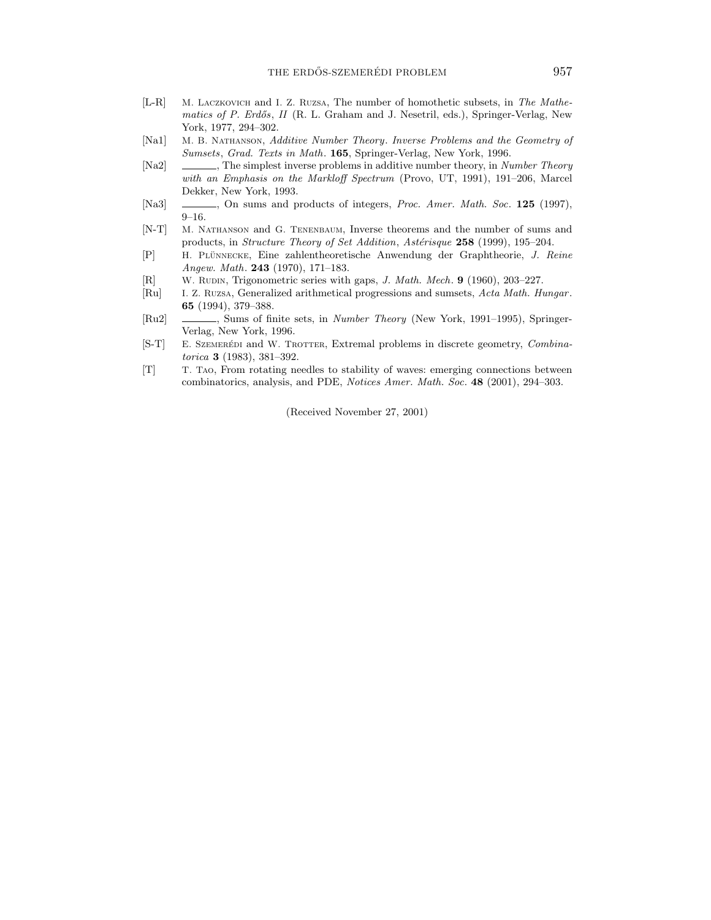[L-R] M. Laczkovich and I. Z. Ruzsa, The number of homothetic subsets, in *The Mathematics of P. Erdős, II* (R. L. Graham and J. Nesetril, eds.), Springer-Verlag, New York, 1977, 294–302.

[Na1] M. B. Nathanson, *Additive Number Theory. Inverse Problems and the Geometry of Sumsets*, *Grad. Texts in Math.* **165**, Springer-Verlag, New York, 1996.

[Na2] ———, The simplest inverse problems in additive number theory, in *Number Theory with an Emphasis on the Markloff Spectrum* (Provo, UT, 1991), 191–206, Marcel Dekker, New York, 1993.

[Na3] ———, On sums and products of integers, *Proc. Amer. Math. Soc.* **125** (1997), 9–16.

[N-T] M. Nathanson and G. Tenenbaum, Inverse theorems and the number of sums and products, in *Structure Theory of Set Addition*, *Astérisque* **258** (1999), 195–204.

[P] H. Plünnecke, Eine zahlentheoretische Anwendung der Graphtheorie, *J. Reine Angew. Math.* **243** (1970), 171–183.

[R] W. Rudin, Trigonometric series with gaps, *J. Math. Mech.* **9** (1960), 203–227.

[Ru] I. Z. Ruzsa, Generalized arithmetical progressions and sumsets, *Acta Math. Hungar.* **65** (1994), 379–388.

[Ru2] ———, Sums of finite sets, in *Number Theory* (New York, 1991–1995), Springer-Verlag, New York, 1996.

[S-T] E. Szemerédi and W. Trotter, Extremal problems in discrete geometry, *Combinatorica* **3** (1983), 381–392.

[T] T. Tao, From rotating needles to stability of waves: emerging connections between combinatorics, analysis, and PDE, *Notices Amer. Math. Soc.* **48** (2001), 294–303.

(Received November 27, 2001)